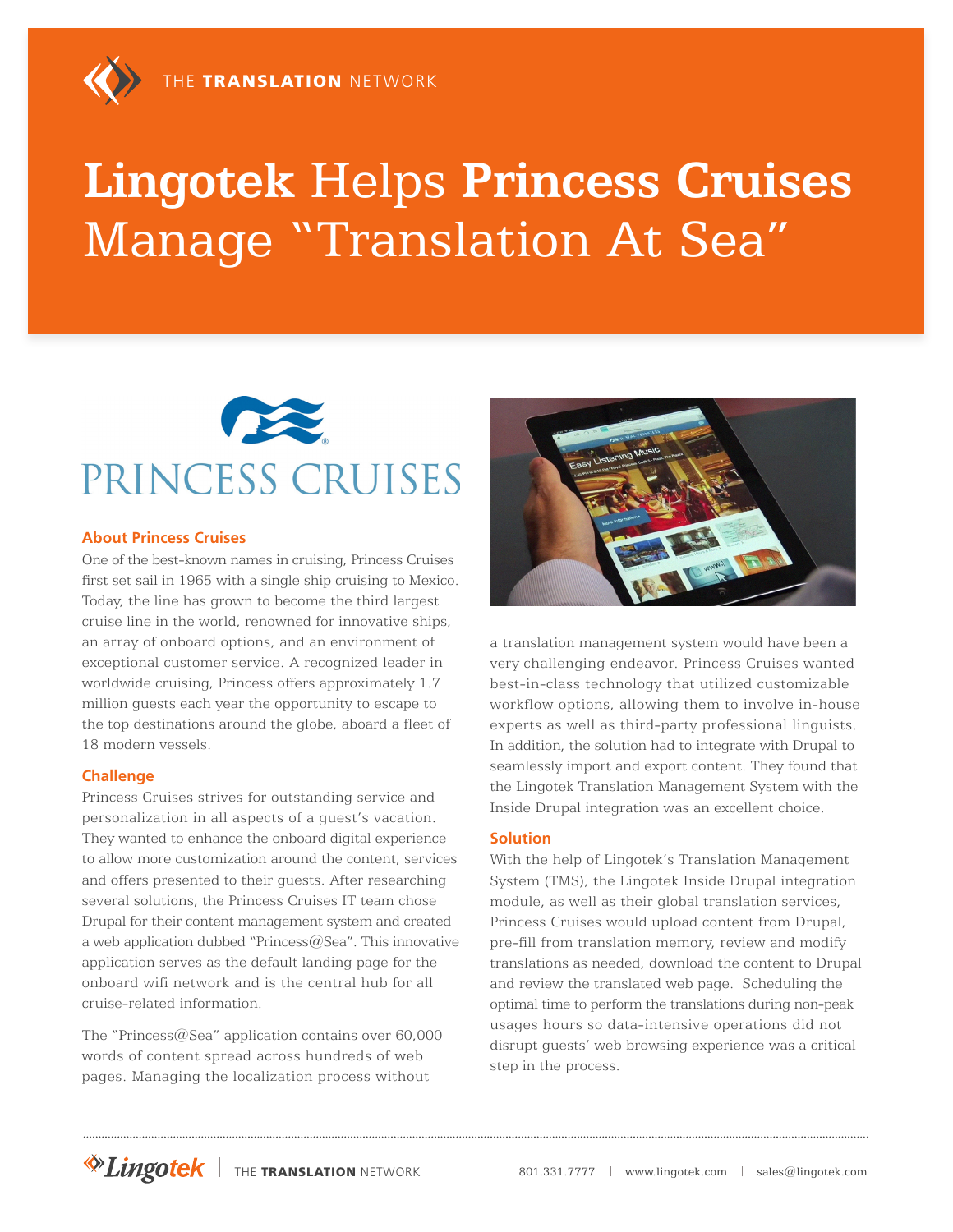THE **TRANSLATION** NETWORK

# **Lingotek** Helps **Princess Cruises** Manage "Translation At Sea"

PRINCESS CRUISES

## About Princess Cruises

One of the best-known names in cruising, Princess Cruises first set sail in 1965 with a single ship cruising to Mexico. Today, the line has grown to become the third largest cruise line in the world, renowned for innovative ships, an array of onboard options, and an environment of exceptional customer service. A recognized leader in worldwide cruising, Princess offers approximately 1.7 million guests each year the opportunity to escape to the top destinations around the globe, aboard a fleet of 18 modern vessels.

## Challenge

Princess Cruises strives for outstanding service and personalization in all aspects of a guest's vacation. They wanted to enhance the onboard digital experience to allow more customization around the content, services and offers presented to their guests. After researching several solutions, the Princess Cruises IT team chose Drupal for their content management system and created a web application dubbed "Princess@Sea". This innovative application serves as the default landing page for the onboard wifi network and is the central hub for all cruise-related information.

The "Princess@Sea" application contains over 60,000 words of content spread across hundreds of web pages. Managing the localization process without a translation management system would have been a very challenging endeavor. Princess Cruises wanted best-in-class technology that utilized customizable workflow options, allowing them to involve in-house experts as well as third-party professional linguists. In addition, the solution had to integrate with Drupal to seamlessly import and export content. They found that the Lingotek Translation Management System with the Inside Drupal integration was an excellent choice.

## Solution

With the help of Lingotek's Translation Management System (TMS), the Lingotek Inside Drupal integration module, as well as their global translation services, Princess Cruises would upload content from Drupal, pre-fill from translation memory, review and modify translations as needed, download the content to Drupal and review the translated web page. Scheduling the optimal time to perform the translations during non-peak usages hours so data-intensive operations did not disrupt guests' web browsing experience was a critical step in the process.

Lingotek | THE **TRANSLATION** NETWORK | 801.331.7777 | www.lingotek.com | sales@lingotek.com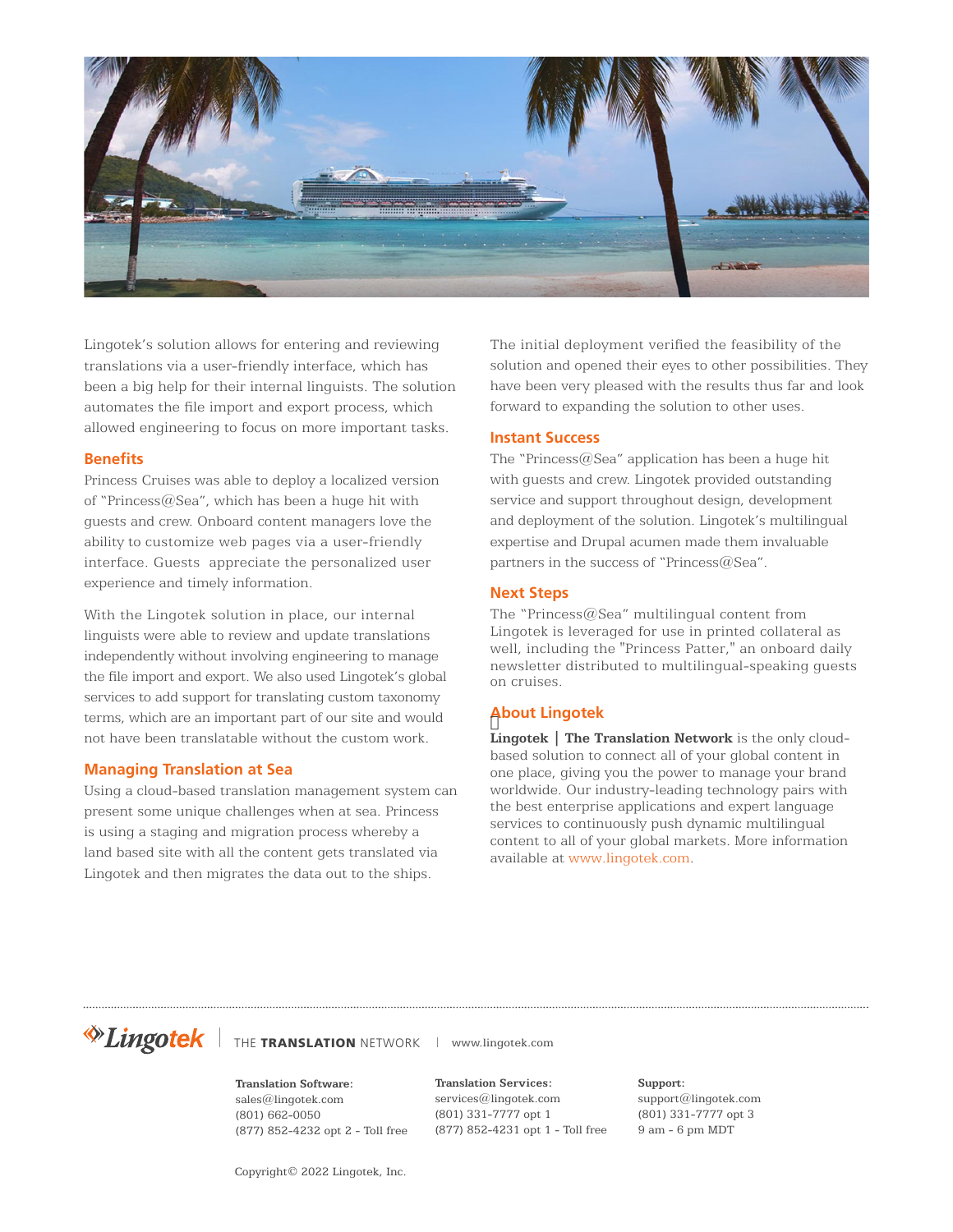Lingotek's solution allows for entering and reviewing translations via a user-friendly interface, which has been a big help for their internal linguists. The solution automates the file import and export process, which allowed engineering to focus on more important tasks.

## Benefits

Princess Cruises was able to deploy a localized version of "Princess@Sea", which has been a huge hit with guests and crew. Onboard content managers love the ability to customize web pages via a user-friendly interface. Guests appreciate the personalized user experience and timely information.

With the Lingotek solution in place, our internal linguists were able to review and update translations independently without involving engineering to manage the file import and export. We also used Lingotek's global services to add support for translating custom taxonomy terms, which are an important part of our site and would not have been translatable without the custom work.

## Managing Translation at Sea

Using a cloud-based translation management system can present some unique challenges when at sea. Princess is using a staging and migration process whereby a land based site with all the content gets translated via Lingotek and then migrates the data out to the ships.

The initial deployment verified the feasibility of the solution and opened their eyes to other possibilities. They have been very pleased with the results thus far and look forward to expanding the solution to other uses.

## Instant Success

The "Princess@Sea" application has been a huge hit with guests and crew. Lingotek provided outstanding service and support throughout design, development and deployment of the solution. Lingotek's multilingual expertise and Drupal acumen made them invaluable partners in the success of "Princess@Sea".

## Next Steps

The "Princess@Sea" multilingual content from Lingotek is leveraged for use in printed collateral as well, including the "Princess Patter," an onboard daily newsletter distributed to multilingual-speaking guests on cruises.

## About Lingotek

**Lingotek | The Translation Network** is the only cloud-based solution to connect all of your global content in one place, giving you the power to manage your brand worldwide. Our industry-leading technology pairs with the best enterprise applications and expert language services to continuously push dynamic multilingual content to all of your global markets. More information available at www.lingotek.com.

---

Lingotek | THE **TRANSLATION** NETWORK | www.lingotek.com

**Translation Software:**
sales@lingotek.com
(801) 662-0050
(877) 852-4232 opt 2 - Toll free

**Translation Services:**
services@lingotek.com
(801) 331-7777 opt 1
(877) 852-4231 opt 1 - Toll free

**Support:**
support@lingotek.com
(801) 331-7777 opt 3
9 am - 6 pm MDT

Copyright© 2022 Lingotek, Inc.